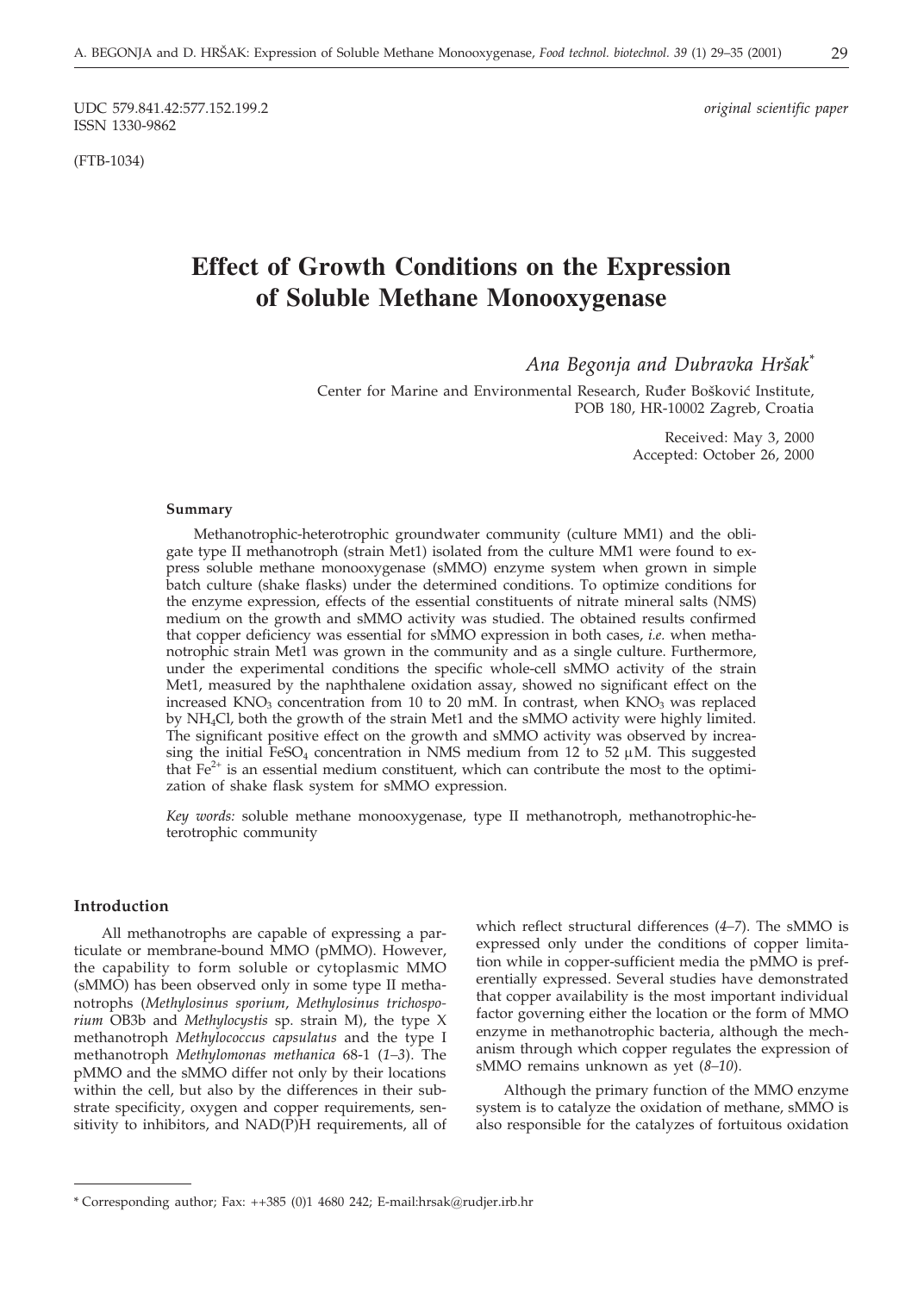UDC 579.841.42:577.152.199.2

ISSN 1330-9862

*original scientific paper*

(FTB-1034)

# Effect of Growth Conditions on the Expression of Soluble Methane Monooxygenase

*Ana Begonja and Dubravka Hršak*[*]

Center for Marine and Environmental Research, Ruđer Bošković Institute, POB 180, HR-10002 Zagreb, Croatia

Received: May 3, 2000
Accepted: October 26, 2000

#### Summary

Methanotrophic-heterotrophic groundwater community (culture MM1) and the obligate type II methanotroph (strain Met1) isolated from the culture MM1 were found to express soluble methane monooxygenase (sMMO) enzyme system when grown in simple batch culture (shake flasks) under the determined conditions. To optimize conditions for the enzyme expression, effects of the essential constituents of nitrate mineral salts (NMS) medium on the growth and sMMO activity was studied. The obtained results confirmed that copper deficiency was essential for sMMO expression in both cases, *i.e.* when methanotrophic strain Met1 was grown in the community and as a single culture. Furthermore, under the experimental conditions the specific whole-cell sMMO activity of the strain Met1, measured by the naphthalene oxidation assay, showed no significant effect on the increased $KNO_3$ concentration from 10 to 20 mM. In contrast, when $KNO_3$ was replaced by $NH_4Cl$, both the growth of the strain Met1 and the sMMO activity were highly limited. The significant positive effect on the growth and sMMO activity was observed by increasing the initial $FeSO_4$ concentration in NMS medium from 12 to 52 μM. This suggested that $Fe^{2+}$ is an essential medium constituent, which can contribute the most to the optimization of shake flask system for sMMO expression.

*Key words:* soluble methane monooxygenase, type II methanotroph, methanotrophic-heterotrophic community

#### Introduction

All methanotrophs are capable of expressing a particulate or membrane-bound MMO (pMMO). However, the capability to form soluble or cytoplasmic MMO (sMMO) has been observed only in some type II methanotrophs (*Methylosinus sporium*, *Methylosinus trichosporium* OB3b and *Methylocystis* sp. strain M), the type X methanotroph *Methylococcus capsulatus* and the type I methanotroph *Methylomonas methanica* 68-1 (*1–3*). The pMMO and the sMMO differ not only by their locations within the cell, but also by the differences in their substrate specificity, oxygen and copper requirements, sensitivity to inhibitors, and NAD(P)H requirements, all of which reflect structural differences (*4–7*). The sMMO is expressed only under the conditions of copper limitation while in copper-sufficient media the pMMO is preferentially expressed. Several studies have demonstrated that copper availability is the most important individual factor governing either the location or the form of MMO enzyme in methanotrophic bacteria, although the mechanism through which copper regulates the expression of sMMO remains unknown as yet (*8–10*).

Although the primary function of the MMO enzyme system is to catalyze the oxidation of methane, sMMO is also responsible for the catalyzes of fortuitous oxidation

[*] Corresponding author; Fax: ++385 (0)1 4680 242; E-mail:hrsak@rudjer.irb.hr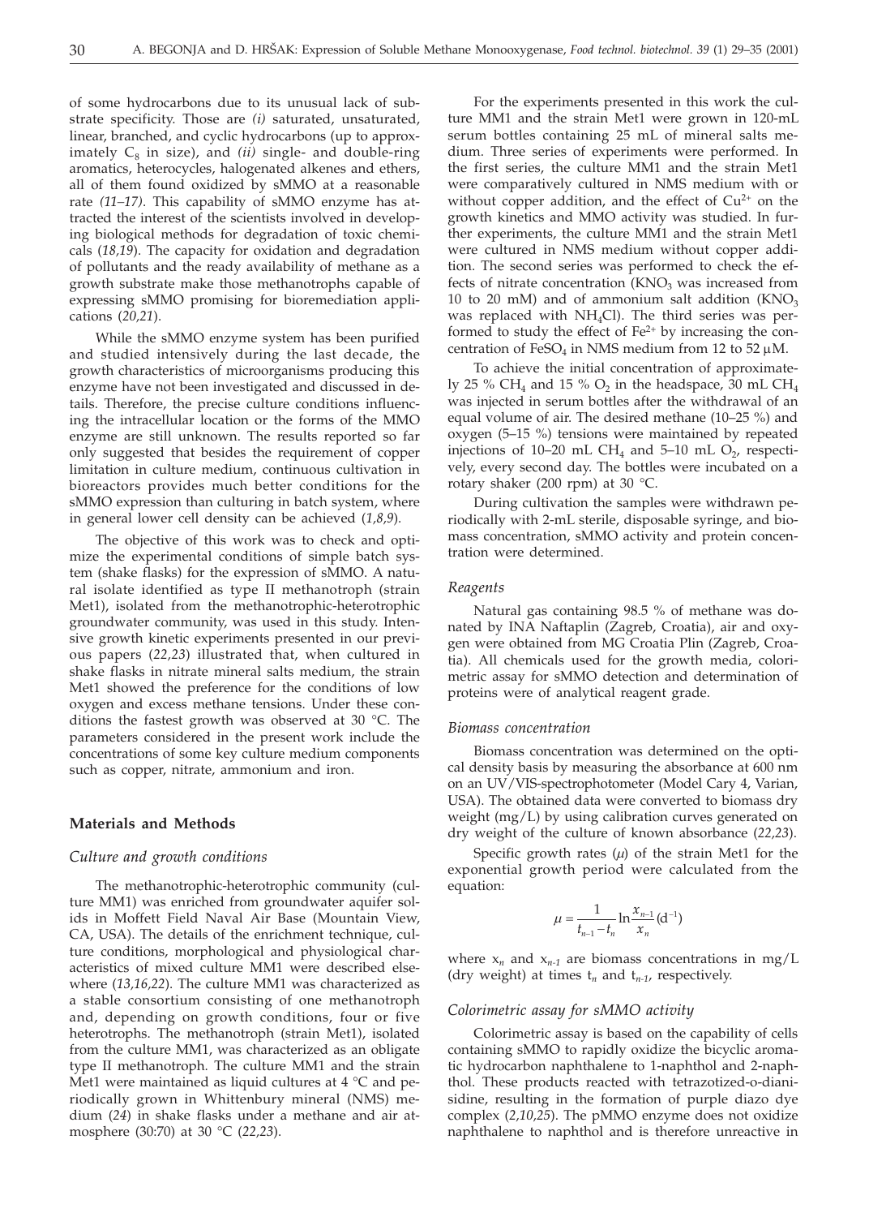of some hydrocarbons due to its unusual lack of substrate specificity. Those are *(i)* saturated, unsaturated, linear, branched, and cyclic hydrocarbons (up to approximately $C_8$ in size), and *(ii)* single- and double-ring aromatics, heterocycles, halogenated alkenes and ethers, all of them found oxidized by sMMO at a reasonable rate *(11–17)*. This capability of sMMO enzyme has attracted the interest of the scientists involved in developing biological methods for degradation of toxic chemicals (*18,19*). The capacity for oxidation and degradation of pollutants and the ready availability of methane as a growth substrate make those methanotrophs capable of expressing sMMO promising for bioremediation applications (*20,21*).

While the sMMO enzyme system has been purified and studied intensively during the last decade, the growth characteristics of microorganisms producing this enzyme have not been investigated and discussed in details. Therefore, the precise culture conditions influencing the intracellular location or the forms of the MMO enzyme are still unknown. The results reported so far only suggested that besides the requirement of copper limitation in culture medium, continuous cultivation in bioreactors provides much better conditions for the sMMO expression than culturing in batch system, where in general lower cell density can be achieved (*1,8,9*).

The objective of this work was to check and optimize the experimental conditions of simple batch system (shake flasks) for the expression of sMMO. A natural isolate identified as type II methanotroph (strain Met1), isolated from the methanotrophic-heterotrophic groundwater community, was used in this study. Intensive growth kinetic experiments presented in our previous papers (*22,23*) illustrated that, when cultured in shake flasks in nitrate mineral salts medium, the strain Met1 showed the preference for the conditions of low oxygen and excess methane tensions. Under these conditions the fastest growth was observed at 30 °C. The parameters considered in the present work include the concentrations of some key culture medium components such as copper, nitrate, ammonium and iron.

## Materials and Methods

### *Culture and growth conditions*

The methanotrophic-heterotrophic community (culture MM1) was enriched from groundwater aquifer solids in Moffett Field Naval Air Base (Mountain View, CA, USA). The details of the enrichment technique, culture conditions, morphological and physiological characteristics of mixed culture MM1 were described elsewhere (*13,16,22*). The culture MM1 was characterized as a stable consortium consisting of one methanotroph and, depending on growth conditions, four or five heterotrophs. The methanotroph (strain Met1), isolated from the culture MM1, was characterized as an obligate type II methanotroph. The culture MM1 and the strain Met1 were maintained as liquid cultures at 4 °C and periodically grown in Whittenbury mineral (NMS) medium (*24*) in shake flasks under a methane and air atmosphere (30:70) at 30 °C (*22,23*).

For the experiments presented in this work the culture MM1 and the strain Met1 were grown in 120-mL serum bottles containing 25 mL of mineral salts medium. Three series of experiments were performed. In the first series, the culture MM1 and the strain Met1 were comparatively cultured in NMS medium with or without copper addition, and the effect of $Cu^{2+}$ on the growth kinetics and MMO activity was studied. In further experiments, the culture MM1 and the strain Met1 were cultured in NMS medium without copper addition. The second series was performed to check the effects of nitrate concentration ($KNO_3$ was increased from 10 to 20 mM) and of ammonium salt addition ($KNO_3$ was replaced with $NH_4Cl$). The third series was performed to study the effect of $Fe^{2+}$ by increasing the concentration of $FeSO_4$ in NMS medium from 12 to 52 μM.

To achieve the initial concentration of approximately 25 % $CH_4$ and 15 % $O_2$ in the headspace, 30 mL $CH_4$ was injected in serum bottles after the withdrawal of an equal volume of air. The desired methane (10–25 %) and oxygen (5–15 %) tensions were maintained by repeated injections of 10–20 mL $CH_4$ and 5–10 mL $O_2$, respectively, every second day. The bottles were incubated on a rotary shaker (200 rpm) at 30 °C.

During cultivation the samples were withdrawn periodically with 2-mL sterile, disposable syringe, and biomass concentration, sMMO activity and protein concentration were determined.

### *Reagents*

Natural gas containing 98.5 % of methane was donated by INA Naftaplin (Zagreb, Croatia), air and oxygen were obtained from MG Croatia Plin (Zagreb, Croatia). All chemicals used for the growth media, colorimetric assay for sMMO detection and determination of proteins were of analytical reagent grade.

### *Biomass concentration*

Biomass concentration was determined on the optical density basis by measuring the absorbance at 600 nm on an UV/VIS-spectrophotometer (Model Cary 4, Varian, USA). The obtained data were converted to biomass dry weight (mg/L) by using calibration curves generated on dry weight of the culture of known absorbance (*22,23*).

Specific growth rates ($\mu$) of the strain Met1 for the exponential growth period were calculated from the equation:

$$\mu = \frac{1}{t_{n-1} - t_n} \ln \frac{x_{n-1}}{x_n} \, (\mathrm{d}^{-1})$$

where $x_n$ and $x_{n-1}$ are biomass concentrations in mg/L (dry weight) at times $t_n$ and $t_{n-1}$, respectively.

### *Colorimetric assay for sMMO activity*

Colorimetric assay is based on the capability of cells containing sMMO to rapidly oxidize the bicyclic aromatic hydrocarbon naphthalene to 1-naphthol and 2-naphthol. These products reacted with tetrazotized-o-dianisidine, resulting in the formation of purple diazo dye complex (*2,10,25*). The pMMO enzyme does not oxidize naphthalene to naphthol and is therefore unreactive in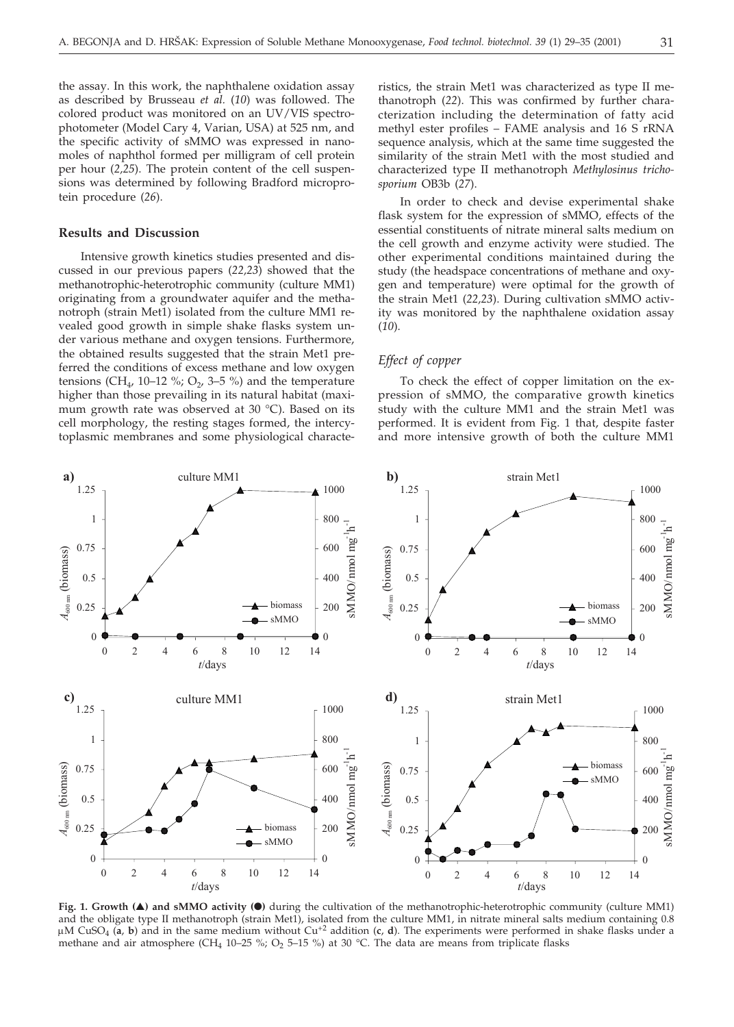the assay. In this work, the naphthalene oxidation assay as described by Brusseau *et al.* (*10*) was followed. The colored product was monitored on an UV/VIS spectrophotometer (Model Cary 4, Varian, USA) at 525 nm, and the specific activity of sMMO was expressed in nanomoles of naphthol formed per milligram of cell protein per hour (*2,25*). The protein content of the cell suspensions was determined by following Bradford microprotein procedure (*26*).

## Results and Discussion

Intensive growth kinetics studies presented and discussed in our previous papers (*22,23*) showed that the methanotrophic-heterotrophic community (culture MM1) originating from a groundwater aquifer and the methanotroph (strain Met1) isolated from the culture MM1 revealed good growth in simple shake flasks system under various methane and oxygen tensions. Furthermore, the obtained results suggested that the strain Met1 preferred the conditions of excess methane and low oxygen tensions ($CH_4$, 10–12 %; $O_2$, 3–5 %) and the temperature higher than those prevailing in its natural habitat (maximum growth rate was observed at 30 °C). Based on its cell morphology, the resting stages formed, the intercytoplasmic membranes and some physiological characteristics, the strain Met1 was characterized as type II methanotroph (*22*). This was confirmed by further characterization including the determination of fatty acid methyl ester profiles – FAME analysis and 16 S rRNA sequence analysis, which at the same time suggested the similarity of the strain Met1 with the most studied and characterized type II methanotroph *Methylosinus trichosporium* OB3b (*27*).

In order to check and devise experimental shake flask system for the expression of sMMO, effects of the essential constituents of nitrate mineral salts medium on the cell growth and enzyme activity were studied. The other experimental conditions maintained during the study (the headspace concentrations of methane and oxygen and temperature) were optimal for the growth of the strain Met1 (*22,23*). During cultivation sMMO activity was monitored by the naphthalene oxidation assay (*10*).

### *Effect of copper*

To check the effect of copper limitation on the expression of sMMO, the comparative growth kinetics study with the culture MM1 and the strain Met1 was performed. It is evident from Fig. 1 that, despite faster and more intensive growth of both the culture MM1

**Fig. 1. Growth (▲) and sMMO activity (●) during the cultivation of the methanotrophic-heterotrophic community (culture MM1) and the obligate type II methanotroph (strain Met1), isolated from the culture MM1, in nitrate mineral salts medium containing 0.8 μM $CuSO_4$ (a, b) and in the same medium without $Cu^{+2}$ addition (c, d). The experiments were performed in shake flasks under a methane and air atmosphere ($CH_4$ 10–25 %; $O_2$ 5–15 %) at 30 °C. The data are means from triplicate flasks**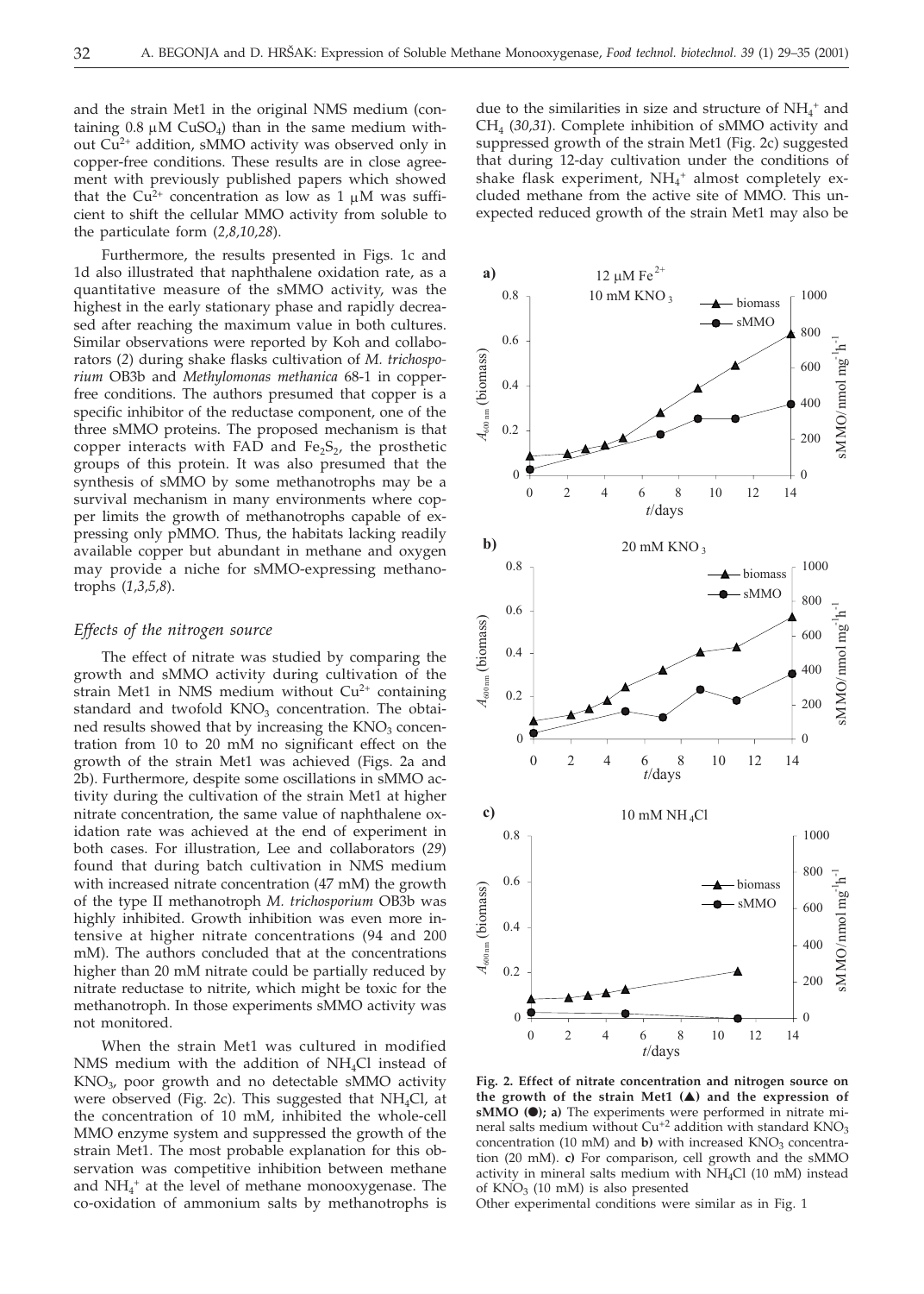and the strain Met1 in the original NMS medium (containing 0.8 μM $CuSO_4$) than in the same medium without $Cu^{2+}$ addition, sMMO activity was observed only in copper-free conditions. These results are in close agreement with previously published papers which showed that the $Cu^{2+}$ concentration as low as 1 μM was sufficient to shift the cellular MMO activity from soluble to the particulate form (*2,8,10,28*).

Furthermore, the results presented in Figs. 1c and 1d also illustrated that naphthalene oxidation rate, as a quantitative measure of the sMMO activity, was the highest in the early stationary phase and rapidly decreased after reaching the maximum value in both cultures. Similar observations were reported by Koh and collaborators (*2*) during shake flasks cultivation of *M. trichosporium* OB3b and *Methylomonas methanica* 68-1 in copper-free conditions. The authors presumed that copper is a specific inhibitor of the reductase component, one of the three sMMO proteins. The proposed mechanism is that copper interacts with FAD and $Fe_2S_2$, the prosthetic groups of this protein. It was also presumed that the synthesis of sMMO by some methanotrophs may be a survival mechanism in many environments where copper limits the growth of methanotrophs capable of expressing only pMMO. Thus, the habitats lacking readily available copper but abundant in methane and oxygen may provide a niche for sMMO-expressing methanotrophs (*1,3,5,8*).

### *Effects of the nitrogen source*

The effect of nitrate was studied by comparing the growth and sMMO activity during cultivation of the strain Met1 in NMS medium without $Cu^{2+}$ containing standard and twofold $KNO_3$ concentration. The obtained results showed that by increasing the $KNO_3$ concentration from 10 to 20 mM no significant effect on the growth of the strain Met1 was achieved (Figs. 2a and 2b). Furthermore, despite some oscillations in sMMO activity during the cultivation of the strain Met1 at higher nitrate concentration, the same value of naphthalene oxidation rate was achieved at the end of experiment in both cases. For illustration, Lee and collaborators (*29*) found that during batch cultivation in NMS medium with increased nitrate concentration (47 mM) the growth of the type II methanotroph *M. trichosporium* OB3b was highly inhibited. Growth inhibition was even more intensive at higher nitrate concentrations (94 and 200 mM). The authors concluded that at the concentrations higher than 20 mM nitrate could be partially reduced by nitrate reductase to nitrite, which might be toxic for the methanotroph. In those experiments sMMO activity was not monitored.

When the strain Met1 was cultured in modified NMS medium with the addition of $NH_4Cl$ instead of $KNO_3$, poor growth and no detectable sMMO activity were observed (Fig. 2c). This suggested that $NH_4Cl$, at the concentration of 10 mM, inhibited the whole-cell MMO enzyme system and suppressed the growth of the strain Met1. The most probable explanation for this observation was competitive inhibition between methane and $NH_4^+$ at the level of methane monooxygenase. The co-oxidation of ammonium salts by methanotrophs is due to the similarities in size and structure of $NH_4^+$ and $CH_4$ (*30,31*). Complete inhibition of sMMO activity and suppressed growth of the strain Met1 (Fig. 2c) suggested that during 12-day cultivation under the conditions of shake flask experiment, $NH_4^+$ almost completely excluded methane from the active site of MMO. This unexpected reduced growth of the strain Met1 may also be

**Fig. 2. Effect of nitrate concentration and nitrogen source on the growth of the strain Met1 (▲) and the expression of sMMO (●); a)** The experiments were performed in nitrate mineral salts medium without $Cu^{+2}$ addition with standard $KNO_3$ concentration (10 mM) and **b)** with increased $KNO_3$ concentration (20 mM). **c)** For comparison, cell growth and the sMMO activity in mineral salts medium with $NH_4Cl$ (10 mM) instead of $KNO_3$ (10 mM) is also presented
Other experimental conditions were similar as in Fig. 1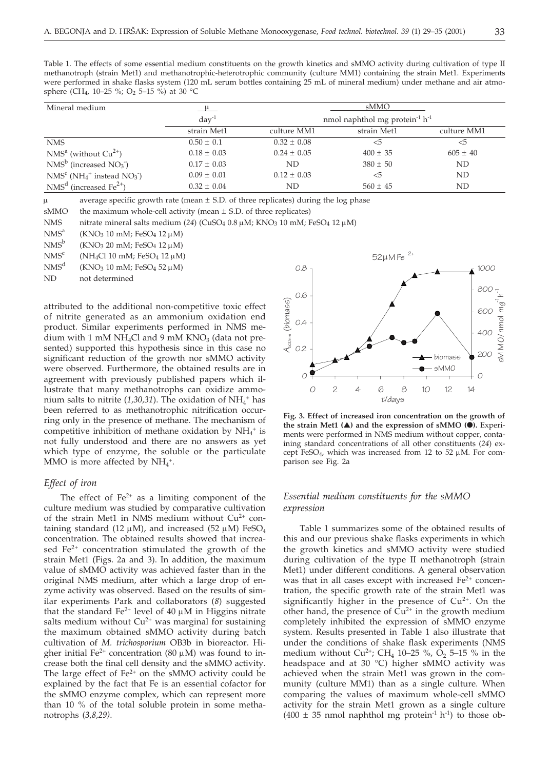Table 1. The effects of some essential medium constituents on the growth kinetics and sMMO activity during cultivation of type II methanotroph (strain Met1) and methanotrophic-heterotrophic community (culture MM1) containing the strain Met1. Experiments were performed in shake flasks system (120 mL serum bottles containing 25 mL of mineral medium) under methane and air atmosphere ($CH_4$, 10–25 %; $O_2$ 5–15 %) at 30 °C

| Mineral medium | μ | | sMMO | |
|---|---|---|---|---|
| | $day^{-1}$ | | nmol naphthol mg $protein^{-1}$ $h^{-1}$ | |
| | strain Met1 | culture MM1 | strain Met1 | culture MM1 |
| NMS | 0.50 ± 0.1 | 0.32 ± 0.08 | <5 | <5 |
| NMS[a] (without $Cu^{2+}$) | 0.18 ± 0.03 | 0.24 ± 0.05 | 400 ± 35 | 605 ± 40 |
| NMS[b] (increased $NO_3^-$) | 0.17 ± 0.03 | ND | 380 ± 50 | ND |
| NMS[c] ($NH_4^+$ instead $NO_3^-$) | 0.09 ± 0.01 | 0.12 ± 0.03 | <5 | ND |
| NMS[d] (increased $Fe^{2+}$) | 0.32 ± 0.04 | ND | 560 ± 45 | ND |

μ average specific growth rate (mean ± S.D. of three replicates) during the log phase

sMMO the maximum whole-cell activity (mean ± S.D. of three replicates)

NMS nitrate mineral salts medium (*24*) ($CuSO_4$ 0.8 μM; $KNO_3$ 10 mM; $FeSO_4$ 12 μM)

NMS[a] ($KNO_3$ 10 mM; $FeSO_4$ 12 μM)

NMS[b] ($KNO_3$ 20 mM; $FeSO_4$ 12 μM)

NMS[c] ($NH_4Cl$ 10 mM; $FeSO_4$ 12 μM)

NMS[d] ($KNO_3$ 10 mM; $FeSO_4$ 52 μM)

ND not determined

attributed to the additional non-competitive toxic effect of nitrite generated as an ammonium oxidation end product. Similar experiments performed in NMS medium with 1 mM $NH_4Cl$ and 9 mM $KNO_3$ (data not presented) supported this hypothesis since in this case no significant reduction of the growth nor sMMO activity were observed. Furthermore, the obtained results are in agreement with previously published papers which illustrate that many methanotrophs can oxidize ammonium salts to nitrite (*1,30,31*). The oxidation of $NH_4^+$ has been referred to as methanotrophic nitrification occurring only in the presence of methane. The mechanism of competitive inhibition of methane oxidation by $NH_4^+$ is not fully understood and there are no answers as yet which type of enzyme, the soluble or the particulate MMO is more affected by $NH_4^+$.

### *Effect of iron*

The effect of $Fe^{2+}$ as a limiting component of the culture medium was studied by comparative cultivation of the strain Met1 in NMS medium without $Cu^{2+}$ containing standard (12 μM), and increased (52 μM) $FeSO_4$ concentration. The obtained results showed that increased $Fe^{2+}$ concentration stimulated the growth of the strain Met1 (Figs. 2a and 3). In addition, the maximum value of sMMO activity was achieved faster than in the original NMS medium, after which a large drop of enzyme activity was observed. Based on the results of similar experiments Park and collaborators (*8*) suggested that the standard $Fe^{2+}$ level of 40 μM in Higgins nitrate salts medium without $Cu^{2+}$ was marginal for sustaining the maximum obtained sMMO activity during batch cultivation of *M. trichosporium* OB3b in bioreactor. Higher initial $Fe^{2+}$ concentration (80 μM) was found to increase both the final cell density and the sMMO activity. The large effect of $Fe^{2+}$ on the sMMO activity could be explained by the fact that Fe is an essential cofactor for the sMMO enzyme complex, which can represent more than 10 % of the total soluble protein in some methanotrophs (*3,8,29*).

**Fig. 3. Effect of increased iron concentration on the growth of the strain Met1 (▲) and the expression of sMMO (●).** Experiments were performed in NMS medium without copper, containing standard concentrations of all other constituents (*24*) except $FeSO_4$, which was increased from 12 to 52 μM. For comparison see Fig. 2a

### *Essential medium constituents for the sMMO expression*

Table 1 summarizes some of the obtained results of this and our previous shake flasks experiments in which the growth kinetics and sMMO activity were studied during cultivation of the type II methanotroph (strain Met1) under different conditions. A general observation was that in all cases except with increased $Fe^{2+}$ concentration, the specific growth rate of the strain Met1 was significantly higher in the presence of $Cu^{2+}$. On the other hand, the presence of $Cu^{2+}$ in the growth medium completely inhibited the expression of sMMO enzyme system. Results presented in Table 1 also illustrate that under the conditions of shake flask experiments (NMS medium without $Cu^{2+}$; $CH_4$ 10–25 %, $O_2$ 5–15 % in the headspace and at 30 °C) higher sMMO activity was achieved when the strain Met1 was grown in the community (culture MM1) than as a single culture. When comparing the values of maximum whole-cell sMMO activity for the strain Met1 grown as a single culture (400 ± 35 nmol naphthol mg $protein^{-1}$ $h^{-1}$) to those ob-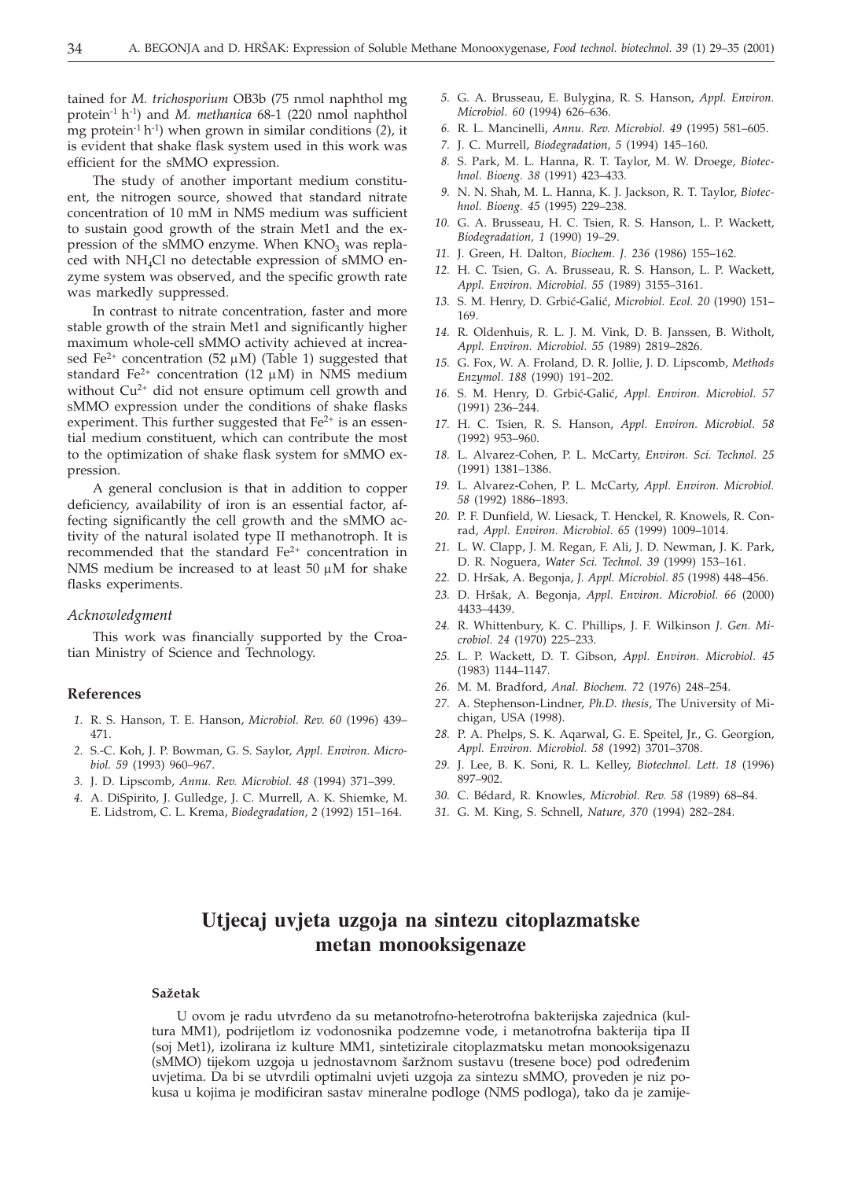tained for *M. trichosporium* OB3b (75 nmol naphthol mg protein$^{-1}$ h$^{-1}$) and *M. methanica* 68-1 (220 nmol naphthol mg protein$^{-1}$ h$^{-1}$) when grown in similar conditions (2), it is evident that shake flask system used in this work was efficient for the sMMO expression.

The study of another important medium constituent, the nitrogen source, showed that standard nitrate concentration of 10 mM in NMS medium was sufficient to sustain good growth of the strain Met1 and the expression of the sMMO enzyme. When $KNO_3$ was replaced with $NH_4Cl$ no detectable expression of sMMO enzyme system was observed, and the specific growth rate was markedly suppressed.

In contrast to nitrate concentration, faster and more stable growth of the strain Met1 and significantly higher maximum whole-cell sMMO activity achieved at increased $Fe^{2+}$ concentration (52 μM) (Table 1) suggested that standard $Fe^{2+}$ concentration (12 μM) in NMS medium without $Cu^{2+}$ did not ensure optimum cell growth and sMMO expression under the conditions of shake flasks experiment. This further suggested that $Fe^{2+}$ is an essential medium constituent, which can contribute the most to the optimization of shake flask system for sMMO expression.

A general conclusion is that in addition to copper deficiency, availability of iron is an essential factor, affecting significantly the cell growth and the sMMO activity of the natural isolated type II methanotroph. It is recommended that the standard $Fe^{2+}$ concentration in NMS medium be increased to at least 50 μM for shake flasks experiments.

### *Acknowledgment*

This work was financially supported by the Croatian Ministry of Science and Technology.

### References

1. R. S. Hanson, T. E. Hanson, *Microbiol. Rev. 60* (1996) 439–471.
2. S.-C. Koh, J. P. Bowman, G. S. Saylor, *Appl. Environ. Microbiol. 59* (1993) 960–967.
3. J. D. Lipscomb, *Annu. Rev. Microbiol. 48* (1994) 371–399.
4. A. DiSpirito, J. Gulledge, J. C. Murrell, A. K. Shiemke, M. E. Lidstrom, C. L. Krema, *Biodegradation, 2* (1992) 151–164.
5. G. A. Brusseau, E. Bulygina, R. S. Hanson, *Appl. Environ. Microbiol. 60* (1994) 626–636.
6. R. L. Mancinelli, *Annu. Rev. Microbiol. 49* (1995) 581–605.
7. J. C. Murrell, *Biodegradation, 5* (1994) 145–160.
8. S. Park, M. L. Hanna, R. T. Taylor, M. W. Droege, *Biotechnol. Bioeng. 38* (1991) 423–433.
9. N. N. Shah, M. L. Hanna, K. J. Jackson, R. T. Taylor, *Biotechnol. Bioeng. 45* (1995) 229–238.
10. G. A. Brusseau, H. C. Tsien, R. S. Hanson, L. P. Wackett, *Biodegradation, 1* (1990) 19–29.
11. J. Green, H. Dalton, *Biochem. J. 236* (1986) 155–162.
12. H. C. Tsien, G. A. Brusseau, R. S. Hanson, L. P. Wackett, *Appl. Environ. Microbiol. 55* (1989) 3155–3161.
13. S. M. Henry, D. Grbić-Galić, *Microbiol. Ecol. 20* (1990) 151–169.
14. R. Oldenhuis, R. L. J. M. Vink, D. B. Janssen, B. Witholt, *Appl. Environ. Microbiol. 55* (1989) 2819–2826.
15. G. Fox, W. A. Froland, D. R. Jollie, J. D. Lipscomb, *Methods Enzymol. 188* (1990) 191–202.
16. S. M. Henry, D. Grbić-Galić, *Appl. Environ. Microbiol. 57* (1991) 236–244.
17. H. C. Tsien, R. S. Hanson, *Appl. Environ. Microbiol. 58* (1992) 953–960.
18. L. Alvarez-Cohen, P. L. McCarty, *Environ. Sci. Technol. 25* (1991) 1381–1386.
19. L. Alvarez-Cohen, P. L. McCarty, *Appl. Environ. Microbiol. 58* (1992) 1886–1893.
20. P. F. Dunfield, W. Liesack, T. Henckel, R. Knowels, R. Conrad, *Appl. Environ. Microbiol. 65* (1999) 1009–1014.
21. L. W. Clapp, J. M. Regan, F. Ali, J. D. Newman, J. K. Park, D. R. Noguera, *Water Sci. Technol. 39* (1999) 153–161.
22. D. Hršak, A. Begonja, *J. Appl. Microbiol. 85* (1998) 448–456.
23. D. Hršak, A. Begonja, *Appl. Environ. Microbiol. 66* (2000) 4433–4439.
24. R. Whittenbury, K. C. Phillips, J. F. Wilkinson *J. Gen. Microbiol. 24* (1970) 225–233.
25. L. P. Wackett, D. T. Gibson, *Appl. Environ. Microbiol. 45* (1983) 1144–1147.
26. M. M. Bradford, *Anal. Biochem. 72* (1976) 248–254.
27. A. Stephenson-Lindner, *Ph.D. thesis*, The University of Michigan, USA (1998).
28. P. A. Phelps, S. K. Aqarwal, G. E. Speitel, Jr., G. Georgion, *Appl. Environ. Microbiol. 58* (1992) 3701–3708.
29. J. Lee, B. K. Soni, R. L. Kelley, *Biotechnol. Lett. 18* (1996) 897–902.
30. C. Bédard, R. Knowles, *Microbiol. Rev. 58* (1989) 68–84.
31. G. M. King, S. Schnell, *Nature, 370* (1994) 282–284.

# Utjecaj uvjeta uzgoja na sintezu citoplazmatske metan monooksigenaze

### Sažetak

U ovom je radu utvrđeno da su metanotrofno-heterotrofna bakterijska zajednica (kultura MM1), podrijetlom iz vodonosnika podzemne vode, i metanotrofna bakterija tipa II (soj Met1), izolirana iz kulture MM1, sintetizirale citoplazmatsku metan monooksigenazu (sMMO) tijekom uzgoja u jednostavnom šaržnom sustavu (tresene boce) pod određenim uvjetima. Da bi se utvrdili optimalni uvjeti uzgoja za sintezu sMMO, proveden je niz pokusa u kojima je modificiran sastav mineralne podloge (NMS podloga), tako da je zamije-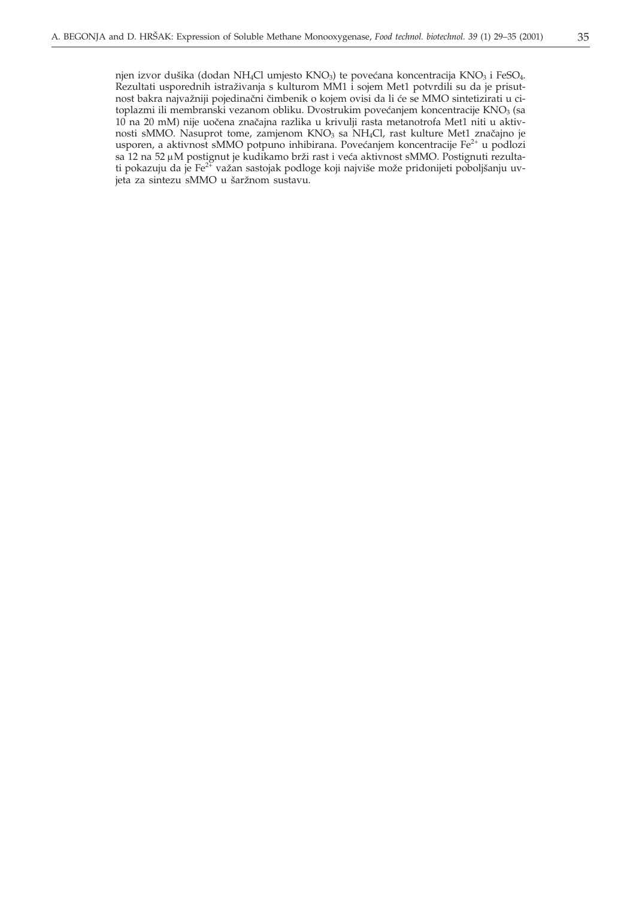njen izvor dušika (dodan $NH_4Cl$ umjesto $KNO_3$) te povećana koncentracija $KNO_3$ i $FeSO_4$. Rezultati usporednih istraživanja s kulturom MM1 i sojem Met1 potvrdili su da je prisutnost bakra najvažniji pojedinačni čimbenik o kojem ovisi da li će se MMO sintetizirati u citoplazmi ili membranski vezanom obliku. Dvostrukim povećanjem koncentracije $KNO_3$ (sa 10 na 20 mM) nije uočena značajna razlika u krivulji rasta metanotrofa Met1 niti u aktivnosti sMMO. Nasuprot tome, zamjenom $KNO_3$ sa $NH_4Cl$, rast kulture Met1 značajno je usporen, a aktivnost sMMO potpuno inhibirana. Povećanjem koncentracije $Fe^{2+}$ u podlozi sa 12 na 52 $\mu$M postignut je kudikamo brži rast i veća aktivnost sMMO. Postignuti rezultati pokazuju da je $Fe^{2+}$ važan sastojak podloge koji najviše može pridonijeti poboljšanju uvjeta za sintezu sMMO u šaržnom sustavu.